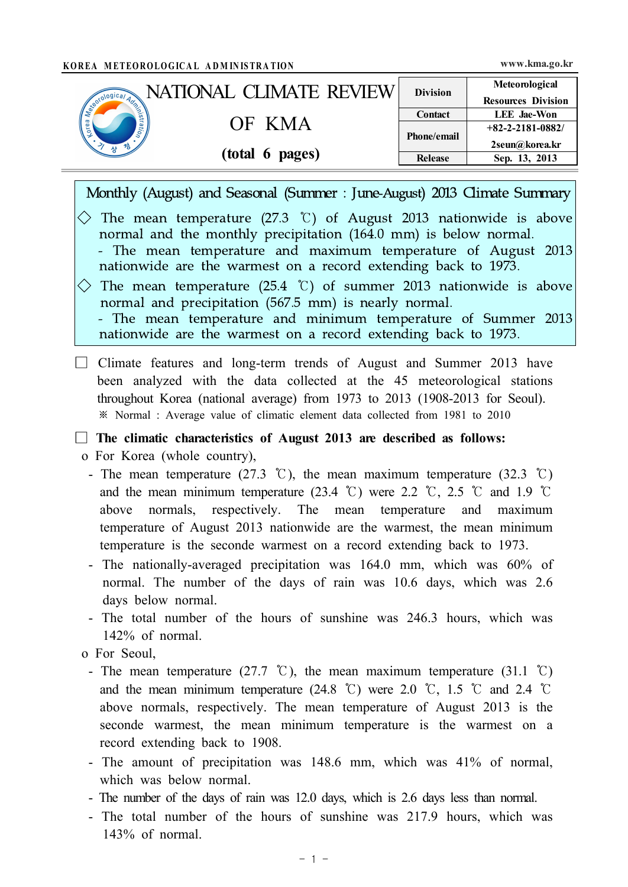KOREA METEOROLOGICAL ADMINISTRATION www.kma.go.kr

# NATIONAL CLIMATE REVIEW OF KMA

**(total 6 pages)**

| Division | Meteorological Resources Division |
|---|---|
| Contact | LEE Jae-Won |
| Phone/email | +82-2-2181-0882/ 2seun@korea.kr |
| Release | Sep. 13, 2013 |

## Monthly (August) and Seasonal (Summer : June-August) 2013 Climate Summary

◇ The mean temperature (27.3 ℃) of August 2013 nationwide is above normal and the monthly precipitation (164.0 mm) is below normal.
- The mean temperature and maximum temperature of August 2013 nationwide are the warmest on a record extending back to 1973.

◇ The mean temperature (25.4 ℃) of summer 2013 nationwide is above normal and precipitation (567.5 mm) is nearly normal.
- The mean temperature and minimum temperature of Summer 2013 nationwide are the warmest on a record extending back to 1973.

☐ Climate features and long-term trends of August and Summer 2013 have been analyzed with the data collected at the 45 meteorological stations throughout Korea (national average) from 1973 to 2013 (1908-2013 for Seoul).

※ Normal : Average value of climatic element data collected from 1981 to 2010

☐ **The climatic characteristics of August 2013 are described as follows:**

o For Korea (whole country),

- The mean temperature (27.3 ℃), the mean maximum temperature (32.3 ℃) and the mean minimum temperature (23.4 ℃) were 2.2 ℃, 2.5 ℃ and 1.9 ℃ above normals, respectively. The mean temperature and maximum temperature of August 2013 nationwide are the warmest, the mean minimum temperature is the seconde warmest on a record extending back to 1973.
- The nationally-averaged precipitation was 164.0 mm, which was 60% of normal. The number of the days of rain was 10.6 days, which was 2.6 days below normal.
- The total number of the hours of sunshine was 246.3 hours, which was 142% of normal.

o For Seoul,

- The mean temperature (27.7 ℃), the mean maximum temperature (31.1 ℃) and the mean minimum temperature (24.8 ℃) were 2.0 ℃, 1.5 ℃ and 2.4 ℃ above normals, respectively. The mean temperature of August 2013 is the seconde warmest, the mean minimum temperature is the warmest on a record extending back to 1908.
- The amount of precipitation was 148.6 mm, which was 41% of normal, which was below normal.
- The number of the days of rain was 12.0 days, which is 2.6 days less than normal.
- The total number of the hours of sunshine was 217.9 hours, which was 143% of normal.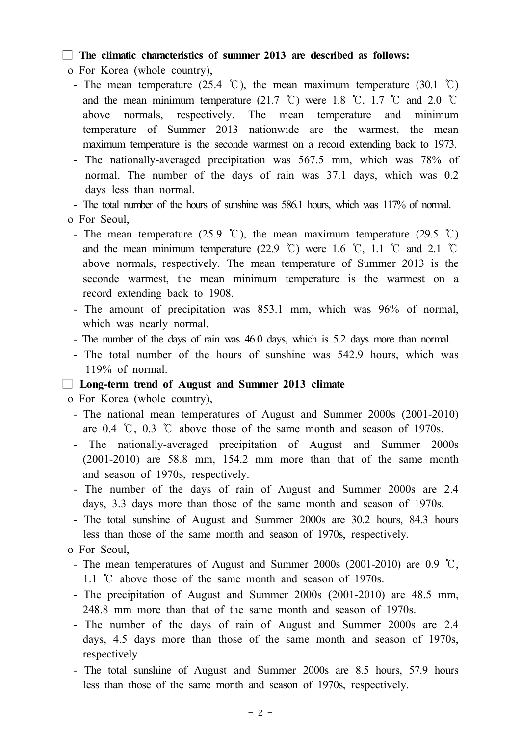□ **The climatic characteristics of summer 2013 are described as follows:**

o For Korea (whole country),

- The mean temperature (25.4 ℃), the mean maximum temperature (30.1 ℃) and the mean minimum temperature (21.7 ℃) were 1.8 ℃, 1.7 ℃ and 2.0 ℃ above normals, respectively. The mean temperature and minimum temperature of Summer 2013 nationwide are the warmest, the mean maximum temperature is the seconde warmest on a record extending back to 1973.
- The nationally-averaged precipitation was 567.5 mm, which was 78% of normal. The number of the days of rain was 37.1 days, which was 0.2 days less than normal.
- The total number of the hours of sunshine was 586.1 hours, which was 117% of normal.

o For Seoul,

- The mean temperature (25.9 ℃), the mean maximum temperature (29.5 ℃) and the mean minimum temperature (22.9 ℃) were 1.6 ℃, 1.1 ℃ and 2.1 ℃ above normals, respectively. The mean temperature of Summer 2013 is the seconde warmest, the mean minimum temperature is the warmest on a record extending back to 1908.
- The amount of precipitation was 853.1 mm, which was 96% of normal, which was nearly normal.
- The number of the days of rain was 46.0 days, which is 5.2 days more than normal.
- The total number of the hours of sunshine was 542.9 hours, which was 119% of normal.

□ **Long-term trend of August and Summer 2013 climate**

o For Korea (whole country),

- The national mean temperatures of August and Summer 2000s (2001-2010) are 0.4 ℃, 0.3 ℃ above those of the same month and season of 1970s.
- The nationally-averaged precipitation of August and Summer 2000s (2001-2010) are 58.8 mm, 154.2 mm more than that of the same month and season of 1970s, respectively.
- The number of the days of rain of August and Summer 2000s are 2.4 days, 3.3 days more than those of the same month and season of 1970s.
- The total sunshine of August and Summer 2000s are 30.2 hours, 84.3 hours less than those of the same month and season of 1970s, respectively.

o For Seoul,

- The mean temperatures of August and Summer 2000s (2001-2010) are 0.9 ℃, 1.1 ℃ above those of the same month and season of 1970s.
- The precipitation of August and Summer 2000s (2001-2010) are 48.5 mm, 248.8 mm more than that of the same month and season of 1970s.
- The number of the days of rain of August and Summer 2000s are 2.4 days, 4.5 days more than those of the same month and season of 1970s, respectively.
- The total sunshine of August and Summer 2000s are 8.5 hours, 57.9 hours less than those of the same month and season of 1970s, respectively.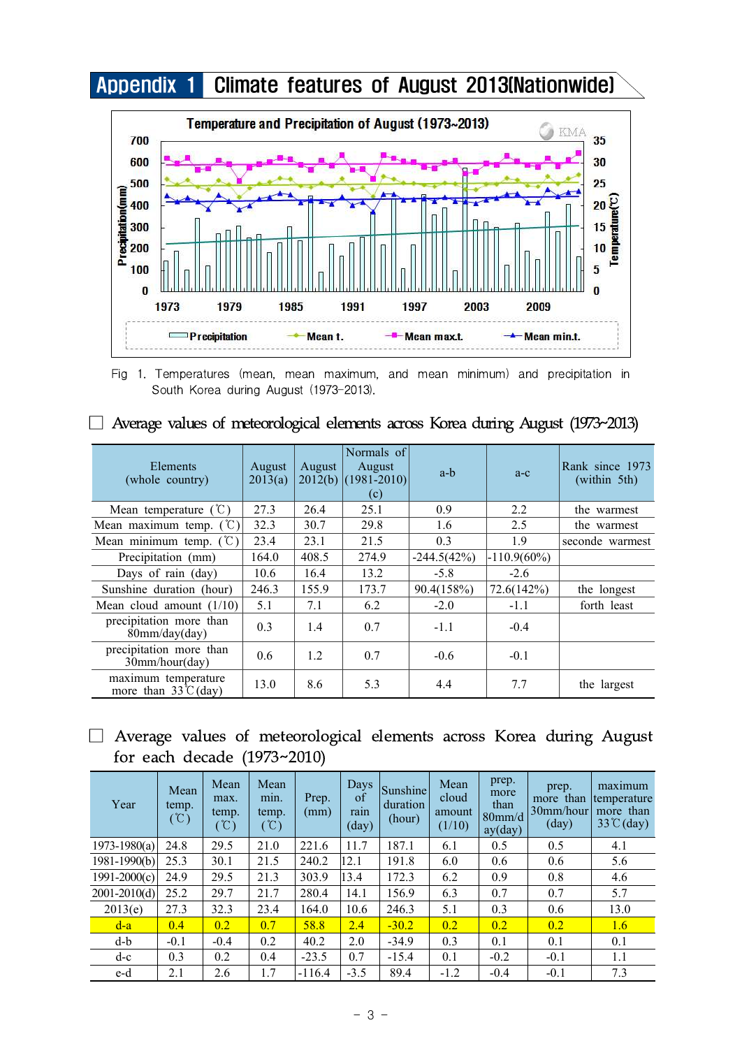# Appendix 1 Climate features of August 2013(Nationwide)

Fig 1. Temperatures (mean, mean maximum, and mean minimum) and precipitation in South Korea during August (1973-2013).

☐ Average values of meteorological elements across Korea during August (1973~2013)

| Elements (whole country) | August 2013(a) | August 2012(b) | Normals of August (1981-2010) (c) | a-b | a-c | Rank since 1973 (within 5th) |
|---|---|---|---|---|---|---|
| Mean temperature (℃) | 27.3 | 26.4 | 25.1 | 0.9 | 2.2 | the warmest |
| Mean maximum temp. (℃) | 32.3 | 30.7 | 29.8 | 1.6 | 2.5 | the warmest |
| Mean minimum temp. (℃) | 23.4 | 23.1 | 21.5 | 0.3 | 1.9 | seconde warmest |
| Precipitation (mm) | 164.0 | 408.5 | 274.9 | -244.5(42%) | -110.9(60%) | |
| Days of rain (day) | 10.6 | 16.4 | 13.2 | -5.8 | -2.6 | |
| Sunshine duration (hour) | 246.3 | 155.9 | 173.7 | 90.4(158%) | 72.6(142%) | the longest |
| Mean cloud amount (1/10) | 5.1 | 7.1 | 6.2 | -2.0 | -1.1 | forth least |
| precipitation more than 80mm/day(day) | 0.3 | 1.4 | 0.7 | -1.1 | -0.4 | |
| precipitation more than 30mm/hour(day) | 0.6 | 1.2 | 0.7 | -0.6 | -0.1 | |
| maximum temperature more than 33℃(day) | 13.0 | 8.6 | 5.3 | 4.4 | 7.7 | the largest |

☐ Average values of meteorological elements across Korea during August for each decade (1973~2010)

| Year | Mean temp. (℃) | Mean max. temp. (℃) | Mean min. temp. (℃) | Prep. (mm) | Days of rain (day) | Sunshine duration (hour) | Mean cloud amount (1/10) | prep. more than 80mm/day(day) | prep. more than 30mm/hour (day) | maximum temperature more than 33℃(day) |
|---|---|---|---|---|---|---|---|---|---|---|
| 1973-1980(a) | 24.8 | 29.5 | 21.0 | 221.6 | 11.7 | 187.1 | 6.1 | 0.5 | 0.5 | 4.1 |
| 1981-1990(b) | 25.3 | 30.1 | 21.5 | 240.2 | 12.1 | 191.8 | 6.0 | 0.6 | 0.6 | 5.6 |
| 1991-2000(c) | 24.9 | 29.5 | 21.3 | 303.9 | 13.4 | 172.3 | 6.2 | 0.9 | 0.8 | 4.6 |
| 2001-2010(d) | 25.2 | 29.7 | 21.7 | 280.4 | 14.1 | 156.9 | 6.3 | 0.7 | 0.7 | 5.7 |
| 2013(e) | 27.3 | 32.3 | 23.4 | 164.0 | 10.6 | 246.3 | 5.1 | 0.3 | 0.6 | 13.0 |
| d-a | 0.4 | 0.2 | 0.7 | 58.8 | 2.4 | -30.2 | 0.2 | 0.2 | 0.2 | 1.6 |
| d-b | -0.1 | -0.4 | 0.2 | 40.2 | 2.0 | -34.9 | 0.3 | 0.1 | 0.1 | 0.1 |
| d-c | 0.3 | 0.2 | 0.4 | -23.5 | 0.7 | -15.4 | 0.1 | -0.2 | -0.1 | 1.1 |
| e-d | 2.1 | 2.6 | 1.7 | -116.4 | -3.5 | 89.4 | -1.2 | -0.4 | -0.1 | 7.3 |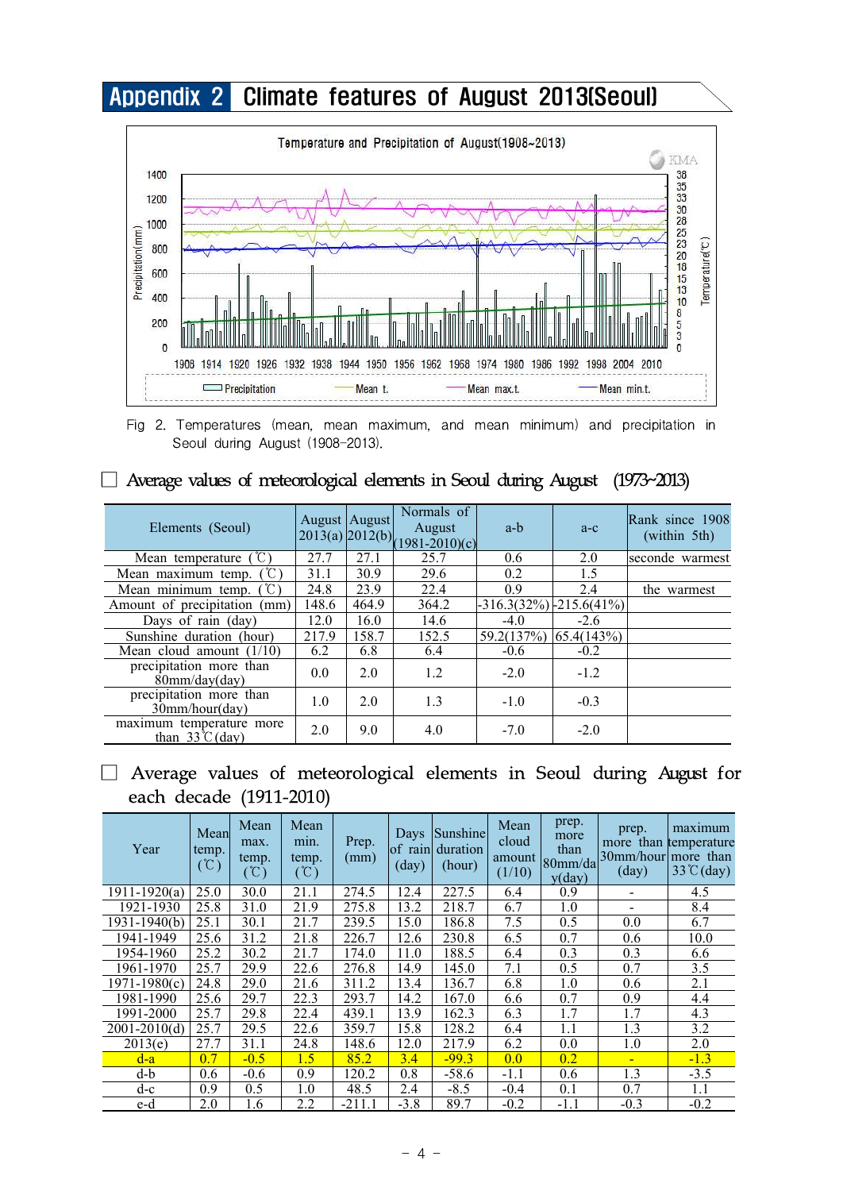# Appendix 2 Climate features of August 2013(Seoul)

Fig 2. Temperatures (mean, mean maximum, and mean minimum) and precipitation in Seoul during August (1908-2013).

☐ Average values of meteorological elements in Seoul during August (1973~2013)

| Elements (Seoul) | August 2013(a) | August 2012(b) | Normals of August (1981-2010)(c) | a-b | a-c | Rank since 1908 (within 5th) |
|---|---|---|---|---|---|---|
| Mean temperature (℃) | 27.7 | 27.1 | 25.7 | 0.6 | 2.0 | seconde warmest |
| Mean maximum temp. (℃) | 31.1 | 30.9 | 29.6 | 0.2 | 1.5 | |
| Mean minimum temp. (℃) | 24.8 | 23.9 | 22.4 | 0.9 | 2.4 | the warmest |
| Amount of precipitation (mm) | 148.6 | 464.9 | 364.2 | -316.3(32%) | -215.6(41%) | |
| Days of rain (day) | 12.0 | 16.0 | 14.6 | -4.0 | -2.6 | |
| Sunshine duration (hour) | 217.9 | 158.7 | 152.5 | 59.2(137%) | 65.4(143%) | |
| Mean cloud amount (1/10) | 6.2 | 6.8 | 6.4 | -0.6 | -0.2 | |
| precipitation more than 80mm/day(day) | 0.0 | 2.0 | 1.2 | -2.0 | -1.2 | |
| precipitation more than 30mm/hour(day) | 1.0 | 2.0 | 1.3 | -1.0 | -0.3 | |
| maximum temperature more than 33℃(day) | 2.0 | 9.0 | 4.0 | -7.0 | -2.0 | |

☐ Average values of meteorological elements in Seoul during August for each decade (1911-2010)

| Year | Mean temp. (℃) | Mean max. temp. (℃) | Mean min. temp. (℃) | Prep. (mm) | Days of rain (day) | Sunshine duration (hour) | Mean cloud amount (1/10) | prep. more than 80mm/day(day) | prep. more than 30mm/hour (day) | maximum temperature more than 33℃(day) |
|---|---|---|---|---|---|---|---|---|---|---|
| 1911-1920(a) | 25.0 | 30.0 | 21.1 | 274.5 | 12.4 | 227.5 | 6.4 | 0.9 | - | 4.5 |
| 1921-1930 | 25.8 | 31.0 | 21.9 | 275.8 | 13.2 | 218.7 | 6.7 | 1.0 | - | 8.4 |
| 1931-1940(b) | 25.1 | 30.1 | 21.7 | 239.5 | 15.0 | 186.8 | 7.5 | 0.5 | 0.0 | 6.7 |
| 1941-1949 | 25.6 | 31.2 | 21.8 | 226.7 | 12.6 | 230.8 | 6.5 | 0.7 | 0.6 | 10.0 |
| 1954-1960 | 25.2 | 30.2 | 21.7 | 174.0 | 11.0 | 188.5 | 6.4 | 0.3 | 0.3 | 6.6 |
| 1961-1970 | 25.7 | 29.9 | 22.6 | 276.8 | 14.9 | 145.0 | 7.1 | 0.5 | 0.7 | 3.5 |
| 1971-1980(c) | 24.8 | 29.0 | 21.6 | 311.2 | 13.4 | 136.7 | 6.8 | 1.0 | 0.6 | 2.1 |
| 1981-1990 | 25.6 | 29.7 | 22.3 | 293.7 | 14.2 | 167.0 | 6.6 | 0.7 | 0.9 | 4.4 |
| 1991-2000 | 25.7 | 29.8 | 22.4 | 439.1 | 13.9 | 162.3 | 6.3 | 1.7 | 1.7 | 4.3 |
| 2001-2010(d) | 25.7 | 29.5 | 22.6 | 359.7 | 15.8 | 128.2 | 6.4 | 1.1 | 1.3 | 3.2 |
| 2013(e) | 27.7 | 31.1 | 24.8 | 148.6 | 12.0 | 217.9 | 6.2 | 0.0 | 1.0 | 2.0 |
| d-a | 0.7 | -0.5 | 1.5 | 85.2 | 3.4 | -99.3 | 0.0 | 0.2 | - | -1.3 |
| d-b | 0.6 | -0.6 | 0.9 | 120.2 | 0.8 | -58.6 | -1.1 | 0.6 | 1.3 | -3.5 |
| d-c | 0.9 | 0.5 | 1.0 | 48.5 | 2.4 | -8.5 | -0.4 | 0.1 | 0.7 | 1.1 |
| e-d | 2.0 | 1.6 | 2.2 | -211.1 | -3.8 | 89.7 | -0.2 | -1.1 | -0.3 | -0.2 |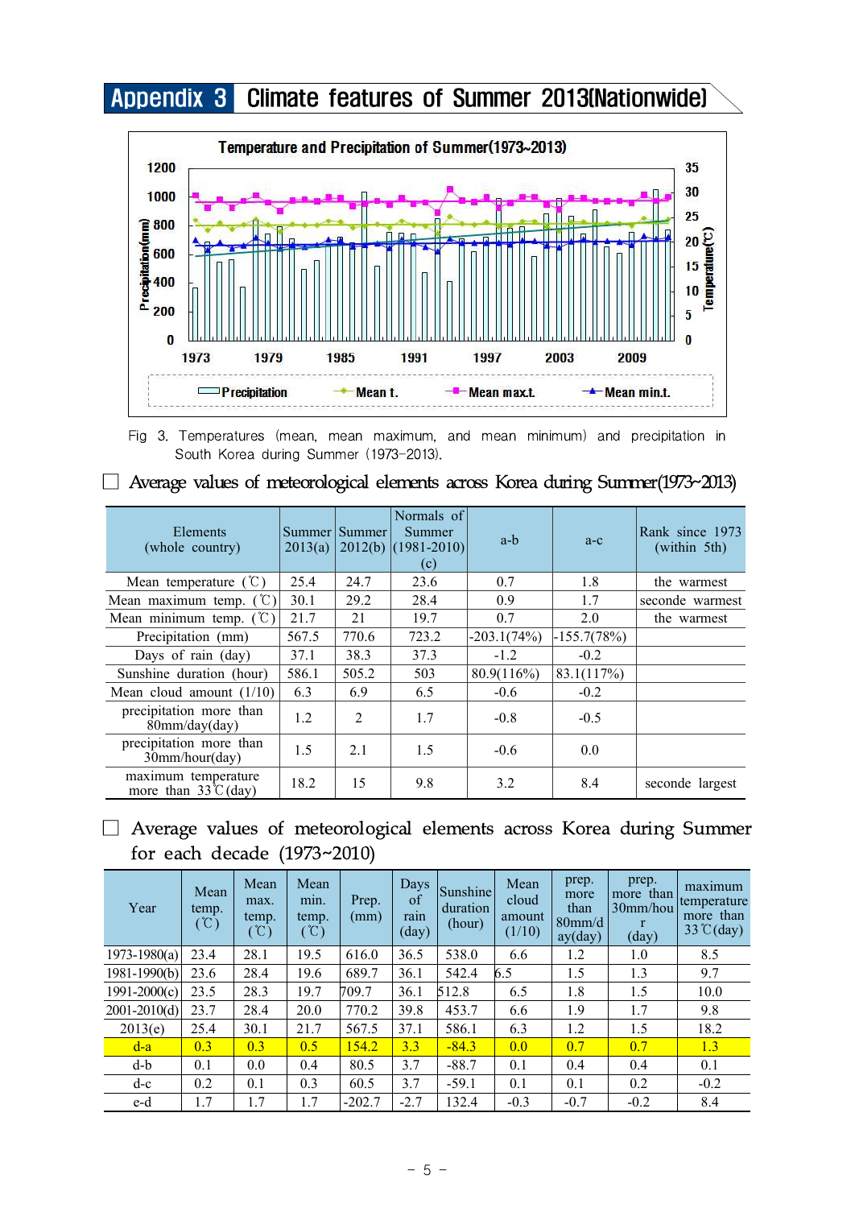## Appendix 3 Climate features of Summer 2013(Nationwide)

Fig 3. Temperatures (mean, mean maximum, and mean minimum) and precipitation in South Korea during Summer (1973-2013).

☐ Average values of meteorological elements across Korea during Summer(1973~2013)

| Elements (whole country) | Summer 2013(a) | Summer 2012(b) | Normals of Summer (1981-2010) (c) | a-b | a-c | Rank since 1973 (within 5th) |
|---|---|---|---|---|---|---|
| Mean temperature (℃) | 25.4 | 24.7 | 23.6 | 0.7 | 1.8 | the warmest |
| Mean maximum temp. (℃) | 30.1 | 29.2 | 28.4 | 0.9 | 1.7 | seconde warmest |
| Mean minimum temp. (℃) | 21.7 | 21 | 19.7 | 0.7 | 2.0 | the warmest |
| Precipitation (mm) | 567.5 | 770.6 | 723.2 | -203.1(74%) | -155.7(78%) | |
| Days of rain (day) | 37.1 | 38.3 | 37.3 | -1.2 | -0.2 | |
| Sunshine duration (hour) | 586.1 | 505.2 | 503 | 80.9(116%) | 83.1(117%) | |
| Mean cloud amount (1/10) | 6.3 | 6.9 | 6.5 | -0.6 | -0.2 | |
| precipitation more than 80mm/day(day) | 1.2 | 2 | 1.7 | -0.8 | -0.5 | |
| precipitation more than 30mm/hour(day) | 1.5 | 2.1 | 1.5 | -0.6 | 0.0 | |
| maximum temperature more than 33℃(day) | 18.2 | 15 | 9.8 | 3.2 | 8.4 | seconde largest |

☐ Average values of meteorological elements across Korea during Summer for each decade (1973~2010)

| Year | Mean temp. (℃) | Mean max. temp. (℃) | Mean min. temp. (℃) | Prep. (mm) | Days of rain (day) | Sunshine duration (hour) | Mean cloud amount (1/10) | prep. more than 80mm/day(day) | prep. more than 30mm/hour (day) | maximum temperature more than 33℃(day) |
|---|---|---|---|---|---|---|---|---|---|---|
| 1973-1980(a) | 23.4 | 28.1 | 19.5 | 616.0 | 36.5 | 538.0 | 6.6 | 1.2 | 1.0 | 8.5 |
| 1981-1990(b) | 23.6 | 28.4 | 19.6 | 689.7 | 36.1 | 542.4 | 6.5 | 1.5 | 1.3 | 9.7 |
| 1991-2000(c) | 23.5 | 28.3 | 19.7 | 709.7 | 36.1 | 512.8 | 6.5 | 1.8 | 1.5 | 10.0 |
| 2001-2010(d) | 23.7 | 28.4 | 20.0 | 770.2 | 39.8 | 453.7 | 6.6 | 1.9 | 1.7 | 9.8 |
| 2013(e) | 25.4 | 30.1 | 21.7 | 567.5 | 37.1 | 586.1 | 6.3 | 1.2 | 1.5 | 18.2 |
| d-a | 0.3 | 0.3 | 0.5 | 154.2 | 3.3 | -84.3 | 0.0 | 0.7 | 0.7 | 1.3 |
| d-b | 0.1 | 0.0 | 0.4 | 80.5 | 3.7 | -88.7 | 0.1 | 0.4 | 0.4 | 0.1 |
| d-c | 0.2 | 0.1 | 0.3 | 60.5 | 3.7 | -59.1 | 0.1 | 0.1 | 0.2 | -0.2 |
| e-d | 1.7 | 1.7 | 1.7 | -202.7 | -2.7 | 132.4 | -0.3 | -0.7 | -0.2 | 8.4 |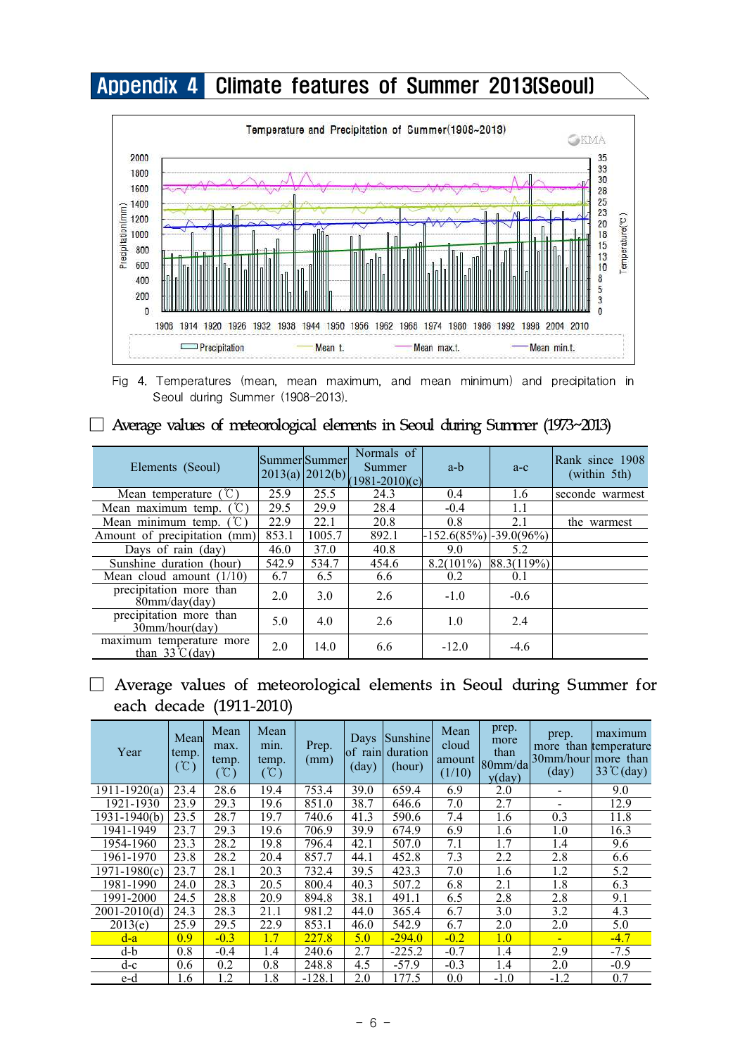# Appendix 4 Climate features of Summer 2013(Seoul)

Temperature and Precipitation of Summer(1908~2013)

KMA

Precipitation(mm)

2000
1800
1600
1400
1200
1000
800
600
400
200
0

Temperature(℃)

35
33
30
28
25
23
20
18
15
13
10
8
5
3
0

1908 1914 1920 1926 1932 1938 1944 1950 1956 1962 1966 1974 1980 1986 1992 1998 2004 2010

Precipitation Mean t. Mean max.t. Mean min.t.

Fig 4. Temperatures (mean, mean maximum, and mean minimum) and precipitation in Seoul during Summer (1908-2013).

☐ Average values of meteorological elements in Seoul during Summer (1973~2013)

| Elements (Seoul) | Summer 2013(a) | Summer 2012(b) | Normals of Summer (1981-2010)(c) | a-b | a-c | Rank since 1908 (within 5th) |
|---|---|---|---|---|---|---|
| Mean temperature (℃) | 25.9 | 25.5 | 24.3 | 0.4 | 1.6 | seconde warmest |
| Mean maximum temp. (℃) | 29.5 | 29.9 | 28.4 | -0.4 | 1.1 | |
| Mean minimum temp. (℃) | 22.9 | 22.1 | 20.8 | 0.8 | 2.1 | the warmest |
| Amount of precipitation (mm) | 853.1 | 1005.7 | 892.1 | -152.6(85%) | -39.0(96%) | |
| Days of rain (day) | 46.0 | 37.0 | 40.8 | 9.0 | 5.2 | |
| Sunshine duration (hour) | 542.9 | 534.7 | 454.6 | 8.2(101%) | 88.3(119%) | |
| Mean cloud amount (1/10) | 6.7 | 6.5 | 6.6 | 0.2 | 0.1 | |
| precipitation more than 80mm/day(day) | 2.0 | 3.0 | 2.6 | -1.0 | -0.6 | |
| precipitation more than 30mm/hour(day) | 5.0 | 4.0 | 2.6 | 1.0 | 2.4 | |
| maximum temperature more than 33℃(day) | 2.0 | 14.0 | 6.6 | -12.0 | -4.6 | |

☐ Average values of meteorological elements in Seoul during Summer for each decade (1911-2010)

| Year | Mean temp. (℃) | Mean max. temp. (℃) | Mean min. temp. (℃) | Prep. (mm) | Days of rain (day) | Sunshine duration (hour) | Mean cloud amount (1/10) | prep. more than 80mm/day(day) | prep. more than 30mm/hour (day) | maximum temperature more than 33℃(day) |
|---|---|---|---|---|---|---|---|---|---|---|
| 1911-1920(a) | 23.4 | 28.6 | 19.4 | 753.4 | 39.0 | 659.4 | 6.9 | 2.0 | - | 9.0 |
| 1921-1930 | 23.9 | 29.3 | 19.6 | 851.0 | 38.7 | 646.6 | 7.0 | 2.7 | - | 12.9 |
| 1931-1940(b) | 23.5 | 28.7 | 19.7 | 740.6 | 41.3 | 590.6 | 7.4 | 1.6 | 0.3 | 11.8 |
| 1941-1949 | 23.7 | 29.3 | 19.6 | 706.9 | 39.9 | 674.9 | 6.9 | 1.6 | 1.0 | 16.3 |
| 1954-1960 | 23.3 | 28.2 | 19.8 | 796.4 | 42.1 | 507.0 | 7.1 | 1.7 | 1.4 | 9.6 |
| 1961-1970 | 23.8 | 28.2 | 20.4 | 857.7 | 44.1 | 452.8 | 7.3 | 2.2 | 2.8 | 6.6 |
| 1971-1980(c) | 23.7 | 28.1 | 20.3 | 732.4 | 39.5 | 423.3 | 7.0 | 1.6 | 1.2 | 5.2 |
| 1981-1990 | 24.0 | 28.3 | 20.5 | 800.4 | 40.3 | 507.2 | 6.8 | 2.1 | 1.8 | 6.3 |
| 1991-2000 | 24.5 | 28.8 | 20.9 | 894.8 | 38.1 | 491.1 | 6.5 | 2.8 | 2.8 | 9.1 |
| 2001-2010(d) | 24.3 | 28.3 | 21.1 | 981.2 | 44.0 | 365.4 | 6.7 | 3.0 | 3.2 | 4.3 |
| 2013(e) | 25.9 | 29.5 | 22.9 | 853.1 | 46.0 | 542.9 | 6.7 | 2.0 | 2.0 | 5.0 |
| d-a | 0.9 | -0.3 | 1.7 | 227.8 | 5.0 | -294.0 | -0.2 | 1.0 | - | -4.7 |
| d-b | 0.8 | -0.4 | 1.4 | 240.6 | 2.7 | -225.2 | -0.7 | 1.4 | 2.9 | -7.5 |
| d-c | 0.6 | 0.2 | 0.8 | 248.8 | 4.5 | -57.9 | -0.3 | 1.4 | 2.0 | -0.9 |
| e-d | 1.6 | 1.2 | 1.8 | -128.1 | 2.0 | 177.5 | 0.0 | -1.0 | -1.2 | 0.7 |